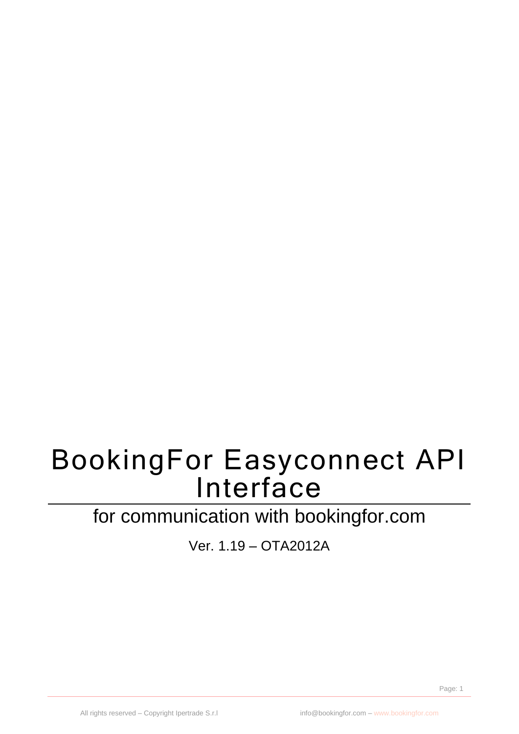# BookingFor Easyconnect API Interface

## for communication with bookingfor.com

Ver. 1.19 – OTA2012A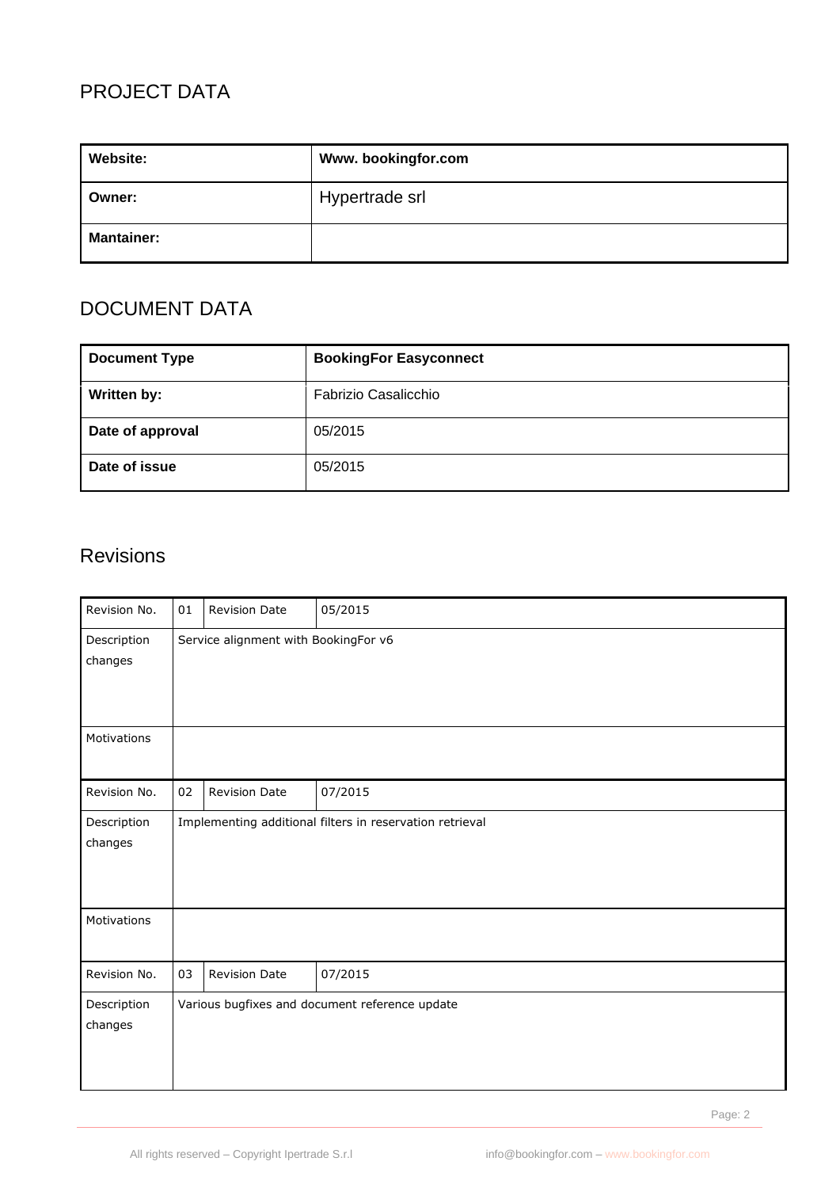## PROJECT DATA

| | |
|---|---|
| **Website:** | **Www. bookingfor.com** |
| **Owner:** | Hypertrade srl |
| **Mantainer:** | |

## DOCUMENT DATA

| | |
|---|---|
| **Document Type** | **BookingFor Easyconnect** |
| **Written by:** | Fabrizio Casalicchio |
| **Date of approval** | 05/2015 |
| **Date of issue** | 05/2015 |

## Revisions

| | | | |
|---|---|---|---|
| Revision No. | 01 | Revision Date | 05/2015 |
| Description changes | Service alignment with BookingFor v6 | | |
| Motivations | | | |
| Revision No. | 02 | Revision Date | 07/2015 |
| Description changes | Implementing additional filters in reservation retrieval | | |
| Motivations | | | |
| Revision No. | 03 | Revision Date | 07/2015 |
| Description changes | Various bugfixes and document reference update | | |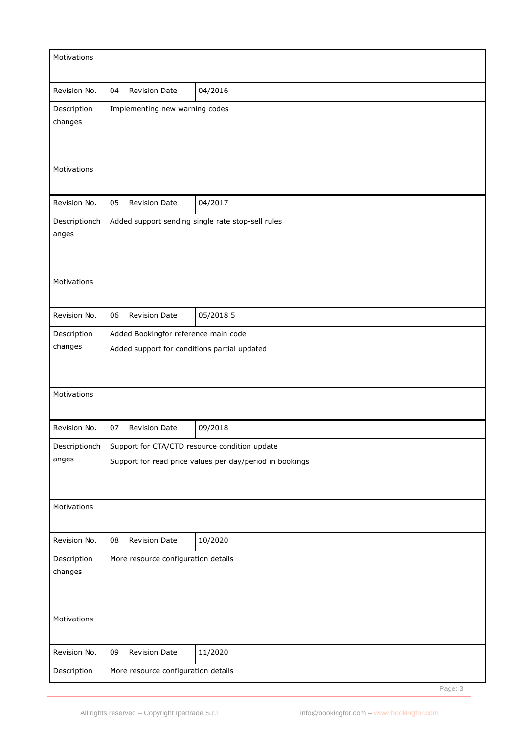| | | | |
|---|---|---|---|
| Motivations | | | |
| Revision No. | 04 | Revision Date | 04/2016 |
| Description changes | Implementing new warning codes | | |
| Motivations | | | |
| Revision No. | 05 | Revision Date | 04/2017 |
| Descriptionchanges | Added support sending single rate stop-sell rules | | |
| Motivations | | | |
| Revision No. | 06 | Revision Date | 05/2018 5 |
| Description changes | Added Bookingfor reference main code<br>Added support for conditions partial updated | | |
| Motivations | | | |
| Revision No. | 07 | Revision Date | 09/2018 |
| Descriptionchanges | Support for CTA/CTD resource condition update<br>Support for read price values per day/period in bookings | | |
| Motivations | | | |
| Revision No. | 08 | Revision Date | 10/2020 |
| Description changes | More resource configuration details | | |
| Motivations | | | |
| Revision No. | 09 | Revision Date | 11/2020 |
| Description | More resource configuration details | | |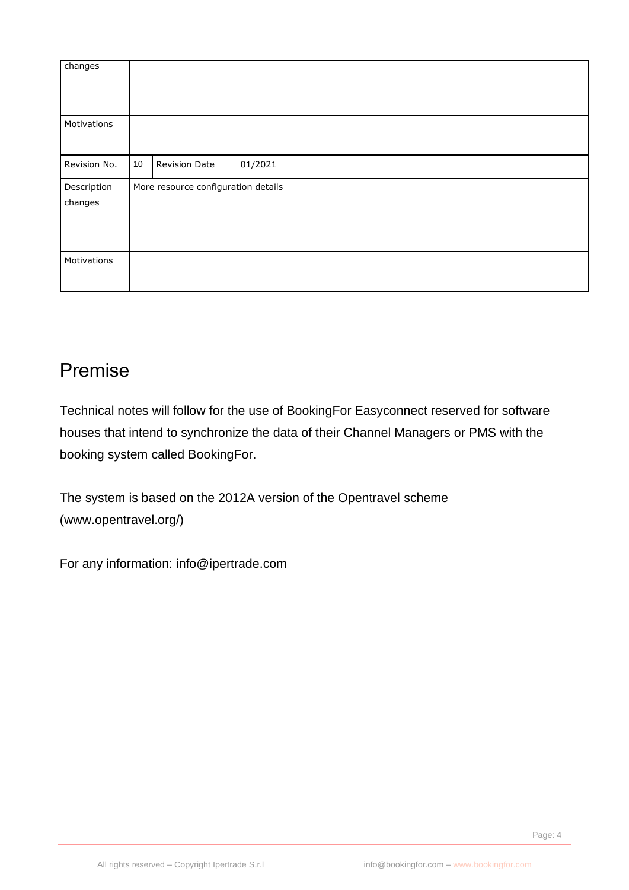| | | | |
|---|---|---|---|
| changes | | | |
| Motivations | | | |
| Revision No. | 10 | Revision Date | 01/2021 |
| Description changes | More resource configuration details | | |
| Motivations | | | |

# Premise

Technical notes will follow for the use of BookingFor Easyconnect reserved for software houses that intend to synchronize the data of their Channel Managers or PMS with the booking system called BookingFor.

The system is based on the 2012A version of the Opentravel scheme (www.opentravel.org/)

For any information: info@ipertrade.com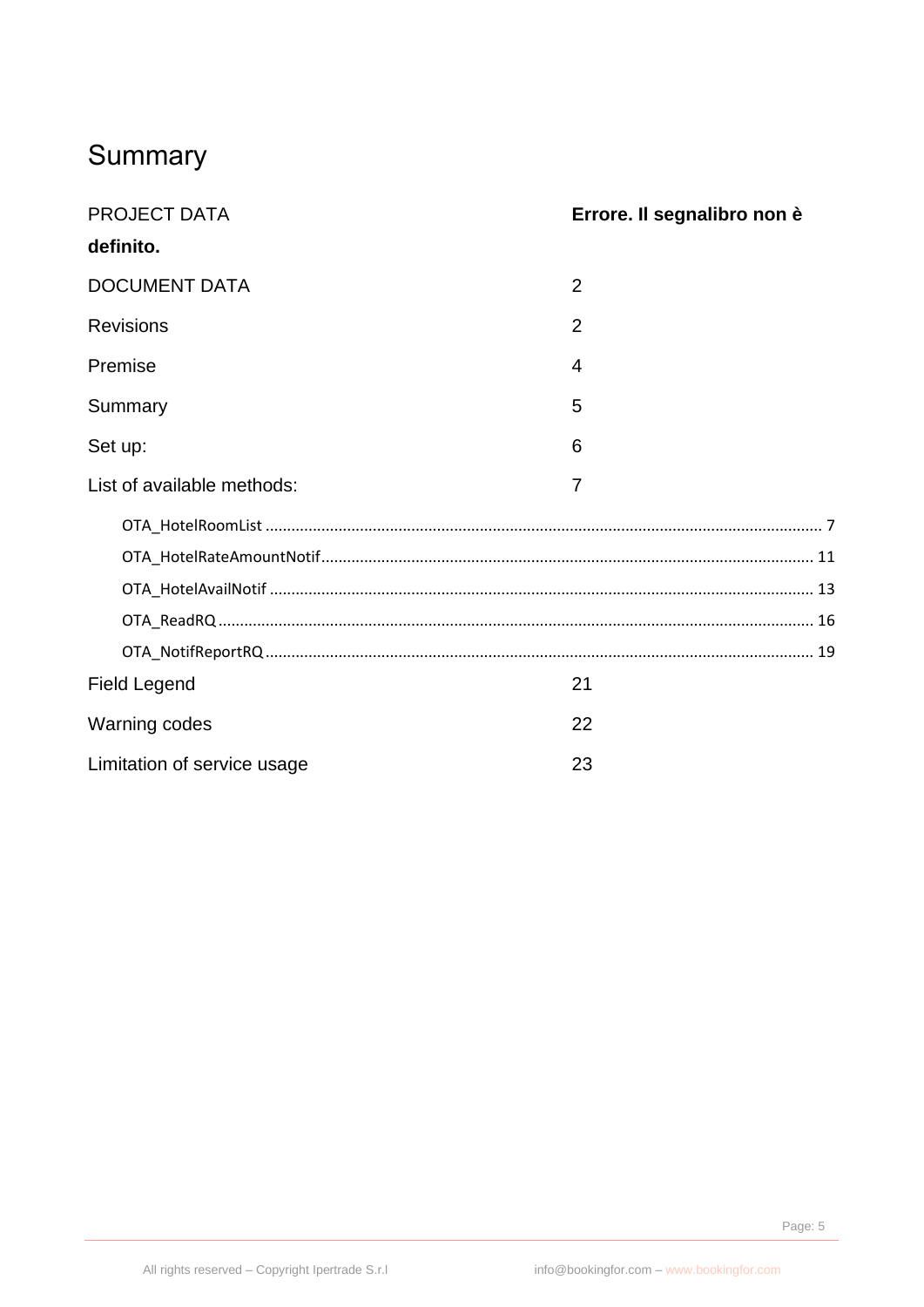# Summary

PROJECT DATA **Errore. Il segnalibro non è definito.**

DOCUMENT DATA 2

Revisions 2

Premise 4

Summary 5

Set up: 6

List of available methods: 7

- OTA_HotelRoomList ................................................................................................................................ 7
- OTA_HotelRateAmountNotif ................................................................................................................. 11
- OTA_HotelAvailNotif ............................................................................................................................. 13
- OTA_ReadRQ ......................................................................................................................................... 16
- OTA_NotifReportRQ .............................................................................................................................. 19

Field Legend 21

Warning codes 22

Limitation of service usage 23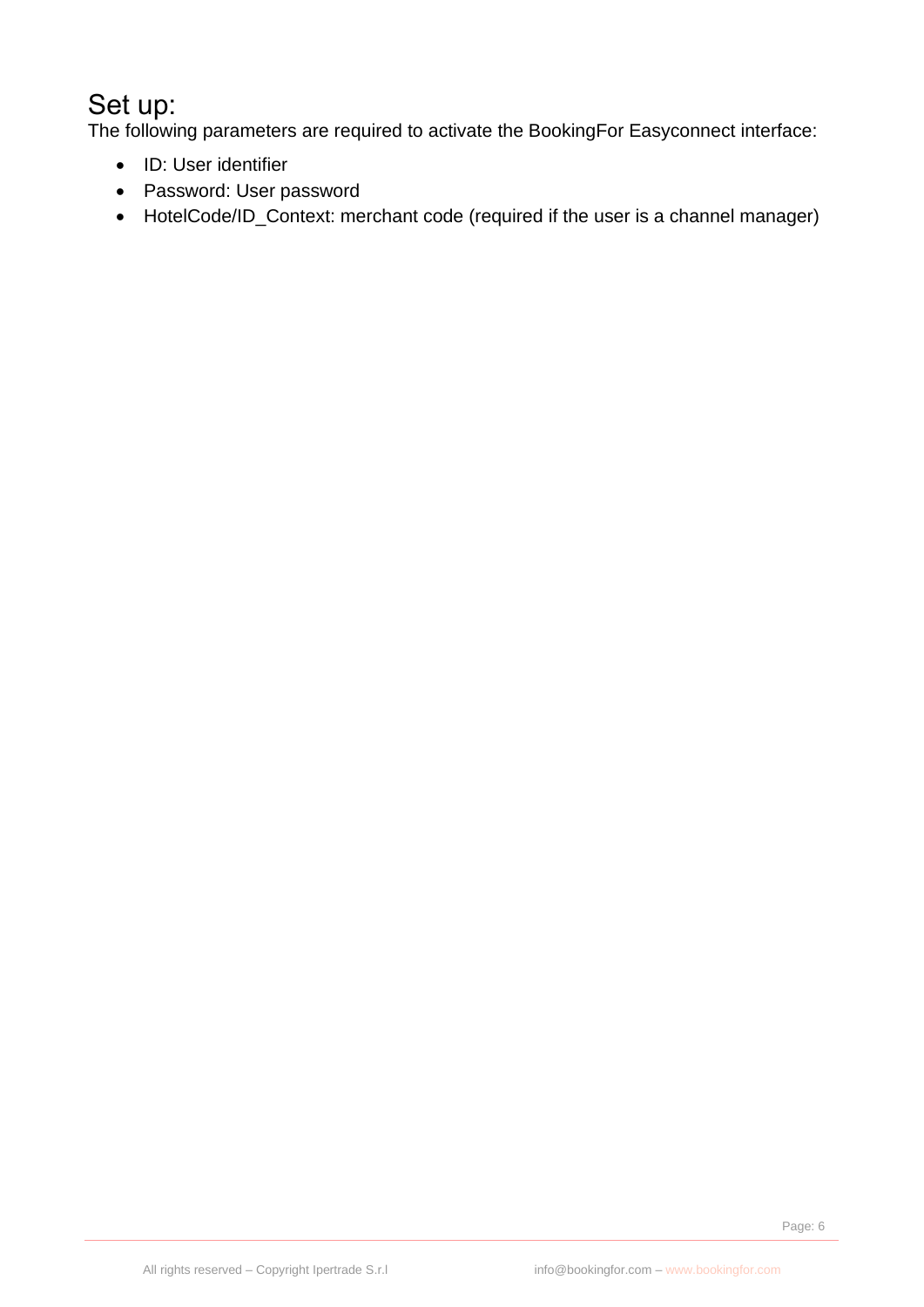# Set up:

The following parameters are required to activate the BookingFor Easyconnect interface:

- ID: User identifier
- Password: User password
- HotelCode/ID_Context: merchant code (required if the user is a channel manager)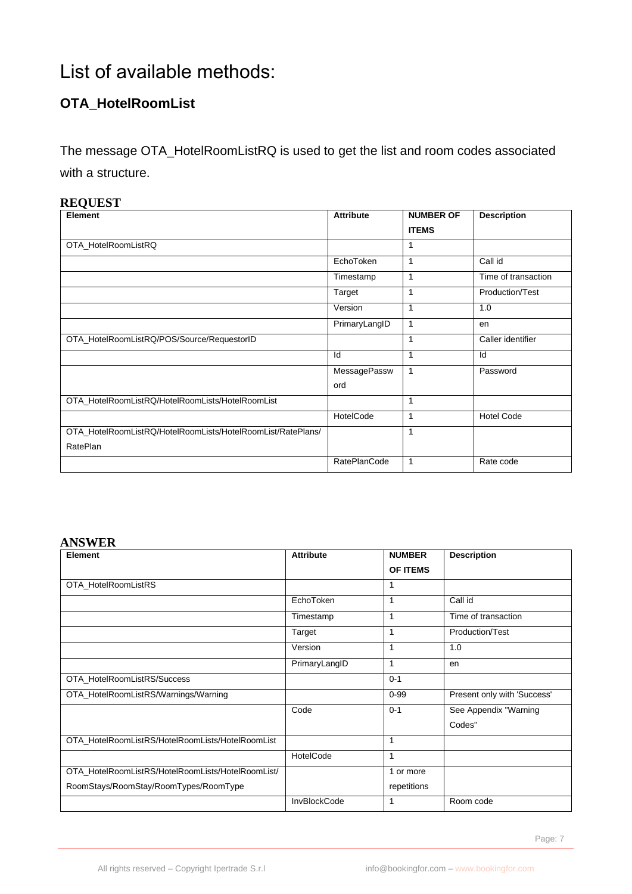# List of available methods:

## OTA_HotelRoomList

The message OTA_HotelRoomListRQ is used to get the list and room codes associated with a structure.

### REQUEST

| Element | Attribute | NUMBER OF ITEMS | Description |
|---|---|---|---|
| OTA_HotelRoomListRQ | | 1 | |
| | EchoToken | 1 | Call id |
| | Timestamp | 1 | Time of transaction |
| | Target | 1 | Production/Test |
| | Version | 1 | 1.0 |
| | PrimaryLangID | 1 | en |
| OTA_HotelRoomListRQ/POS/Source/RequestorID | | 1 | Caller identifier |
| | Id | 1 | Id |
| | MessagePassword | 1 | Password |
| OTA_HotelRoomListRQ/HotelRoomLists/HotelRoomList | | 1 | |
| | HotelCode | 1 | Hotel Code |
| OTA_HotelRoomListRQ/HotelRoomLists/HotelRoomList/RatePlans/RatePlan | | 1 | |
| | RatePlanCode | 1 | Rate code |

### ANSWER

| Element | Attribute | NUMBER OF ITEMS | Description |
|---|---|---|---|
| OTA_HotelRoomListRS | | 1 | |
| | EchoToken | 1 | Call id |
| | Timestamp | 1 | Time of transaction |
| | Target | 1 | Production/Test |
| | Version | 1 | 1.0 |
| | PrimaryLangID | 1 | en |
| OTA_HotelRoomListRS/Success | | 0-1 | |
| OTA_HotelRoomListRS/Warnings/Warning | | 0-99 | Present only with 'Success' |
| | Code | 0-1 | See Appendix "Warning Codes" |
| OTA_HotelRoomListRS/HotelRoomLists/HotelRoomList | | 1 | |
| | HotelCode | 1 | |
| OTA_HotelRoomListRS/HotelRoomLists/HotelRoomList/RoomStays/RoomStay/RoomTypes/RoomType | | 1 or more repetitions | |
| | InvBlockCode | 1 | Room code |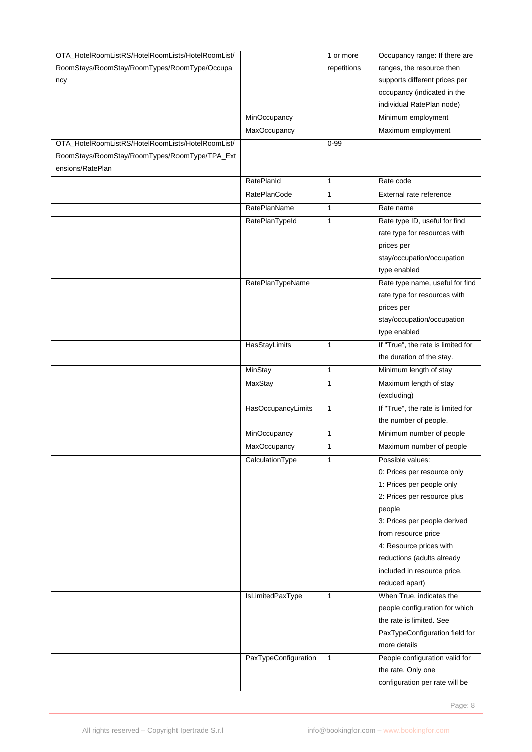| | | | |
|---|---|---|---|
| OTA_HotelRoomListRS/HotelRoomLists/HotelRoomList/RoomStays/RoomStay/RoomTypes/RoomType/Occupancy | | 1 or more repetitions | Occupancy range: If there are ranges, the resource then supports different prices per occupancy (indicated in the individual RatePlan node) |
| | MinOccupancy | | Minimum employment |
| | MaxOccupancy | | Maximum employment |
| OTA_HotelRoomListRS/HotelRoomLists/HotelRoomList/RoomStays/RoomStay/RoomTypes/RoomType/TPA_Extensions/RatePlan | | 0-99 | |
| | RatePlanId | 1 | Rate code |
| | RatePlanCode | 1 | External rate reference |
| | RatePlanName | 1 | Rate name |
| | RatePlanTypeId | 1 | Rate type ID, useful for find rate type for resources with prices per stay/occupation/occupation type enabled |
| | RatePlanTypeName | | Rate type name, useful for find rate type for resources with prices per stay/occupation/occupation type enabled |
| | HasStayLimits | 1 | If "True", the rate is limited for the duration of the stay. |
| | MinStay | 1 | Minimum length of stay |
| | MaxStay | 1 | Maximum length of stay (excluding) |
| | HasOccupancyLimits | 1 | If "True", the rate is limited for the number of people. |
| | MinOccupancy | 1 | Minimum number of people |
| | MaxOccupancy | 1 | Maximum number of people |
| | CalculationType | 1 | Possible values:<br>0: Prices per resource only<br>1: Prices per people only<br>2: Prices per resource plus people<br>3: Prices per people derived from resource price<br>4: Resource prices with reductions (adults already included in resource price, reduced apart) |
| | IsLimitedPaxType | 1 | When True, indicates the people configuration for which the rate is limited. See PaxTypeConfiguration field for more details |
| | PaxTypeConfiguration | 1 | People configuration valid for the rate. Only one configuration per rate will be |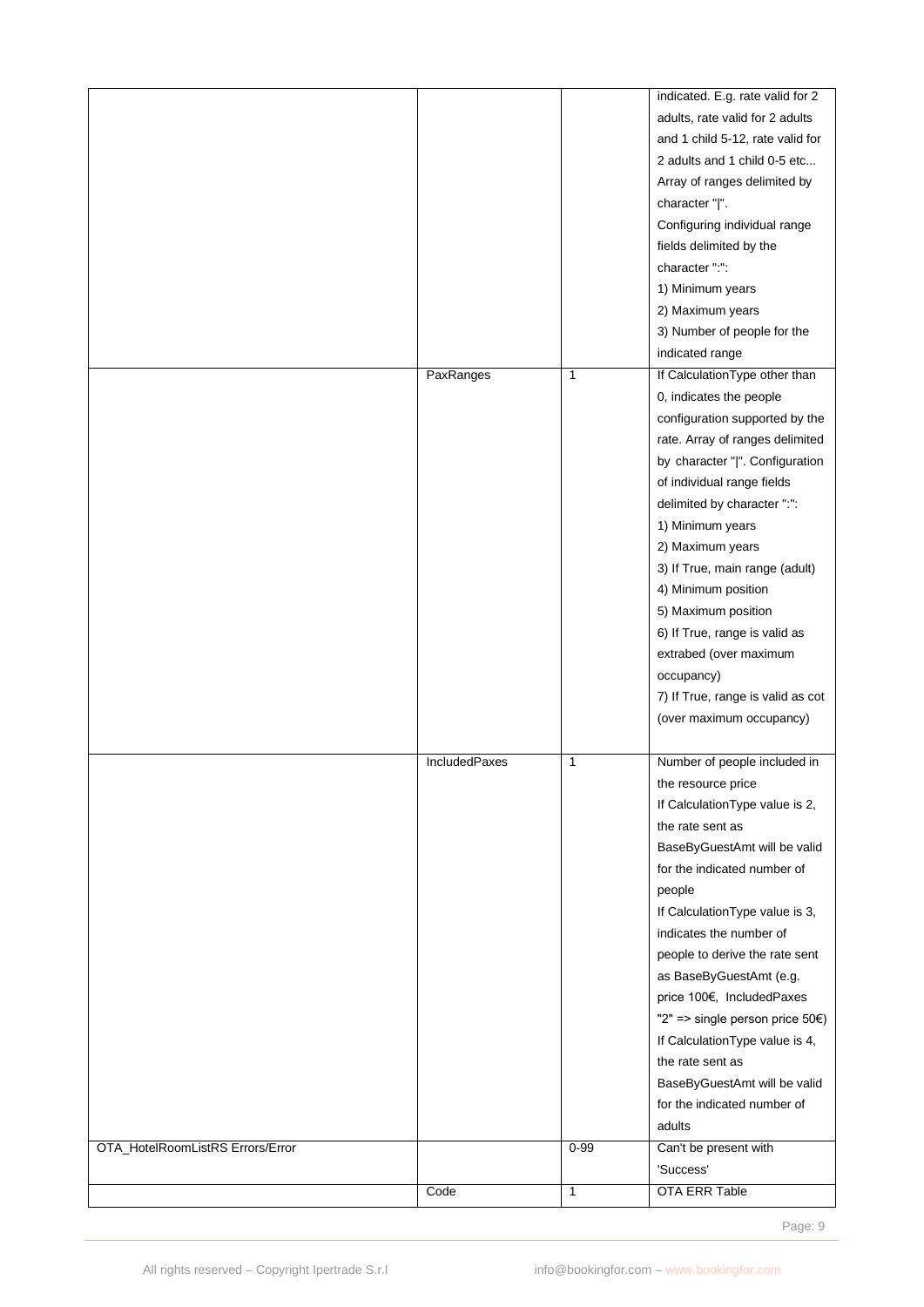| | | | |
|---|---|---|---|
| | | | indicated. E.g. rate valid for 2 adults, rate valid for 2 adults and 1 child 5-12, rate valid for 2 adults and 1 child 0-5 etc... Array of ranges delimited by character "\|". Configuring individual range fields delimited by the character ":": 1) Minimum years 2) Maximum years 3) Number of people for the indicated range |
| | PaxRanges | 1 | If CalculationType other than 0, indicates the people configuration supported by the rate. Array of ranges delimited by character "\|". Configuration of individual range fields delimited by character ":": 1) Minimum years 2) Maximum years 3) If True, main range (adult) 4) Minimum position 5) Maximum position 6) If True, range is valid as extrabed (over maximum occupancy) 7) If True, range is valid as cot (over maximum occupancy) |
| | IncludedPaxes | 1 | Number of people included in the resource price If CalculationType value is 2, the rate sent as BaseByGuestAmt will be valid for the indicated number of people If CalculationType value is 3, indicates the number of people to derive the rate sent as BaseByGuestAmt (e.g. price 100€, IncludedPaxes "2" => single person price 50€) If CalculationType value is 4, the rate sent as BaseByGuestAmt will be valid for the indicated number of adults |
| OTA_HotelRoomListRS Errors/Error | | 0-99 | Can't be present with 'Success' |
| | Code | 1 | OTA ERR Table |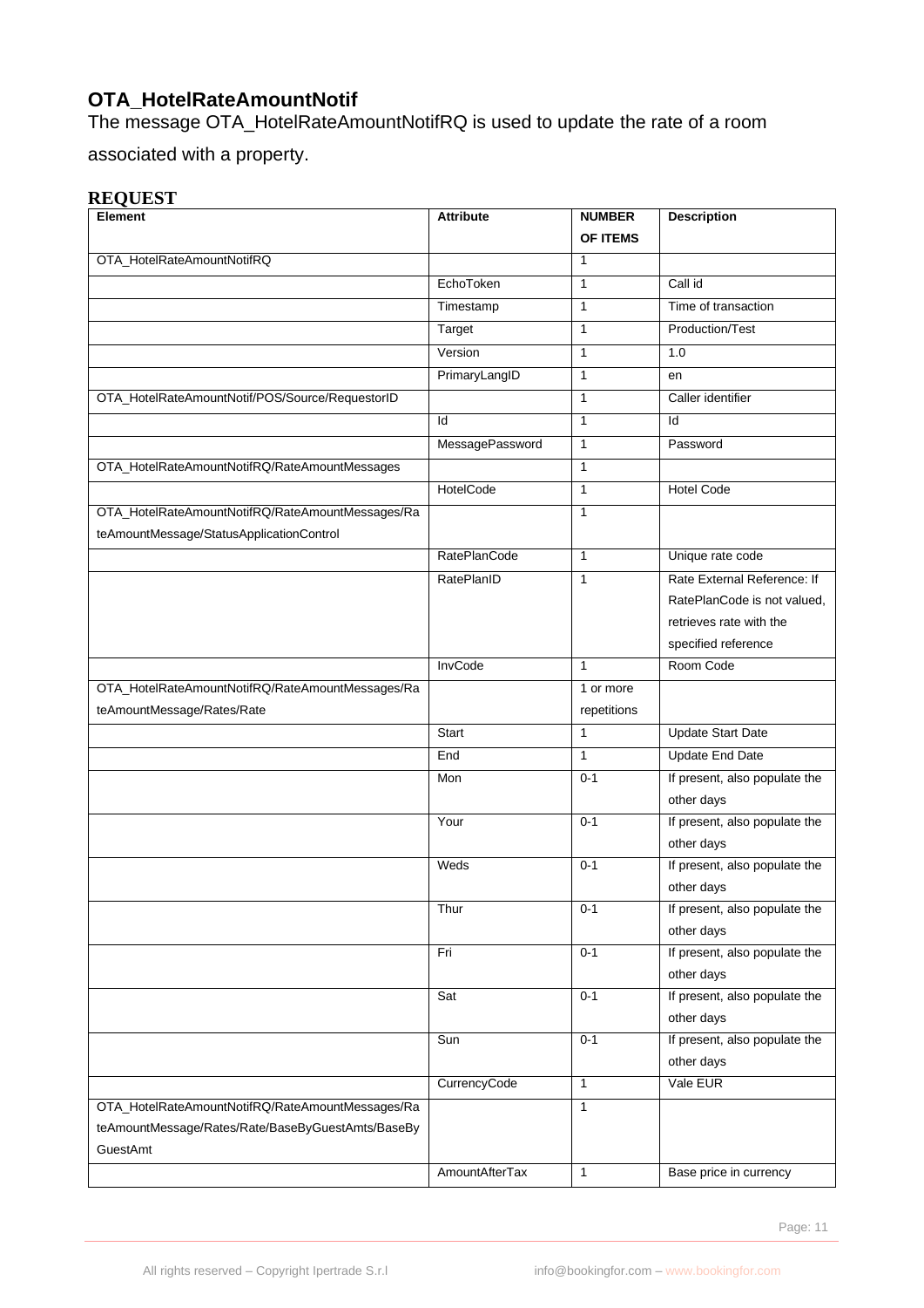## OTA_HotelRateAmountNotif

The message OTA_HotelRateAmountNotifRQ is used to update the rate of a room associated with a property.

### REQUEST

| Element | Attribute | NUMBER OF ITEMS | Description |
|---|---|---|---|
| OTA_HotelRateAmountNotifRQ | | 1 | |
| | EchoToken | 1 | Call id |
| | Timestamp | 1 | Time of transaction |
| | Target | 1 | Production/Test |
| | Version | 1 | 1.0 |
| | PrimaryLangID | 1 | en |
| OTA_HotelRateAmountNotif/POS/Source/RequestorID | | 1 | Caller identifier |
| | Id | 1 | Id |
| | MessagePassword | 1 | Password |
| OTA_HotelRateAmountNotifRQ/RateAmountMessages | | 1 | |
| | HotelCode | 1 | Hotel Code |
| OTA_HotelRateAmountNotifRQ/RateAmountMessages/RateAmountMessage/StatusApplicationControl | | 1 | |
| | RatePlanCode | 1 | Unique rate code |
| | RatePlanID | 1 | Rate External Reference: If RatePlanCode is not valued, retrieves rate with the specified reference |
| | InvCode | 1 | Room Code |
| OTA_HotelRateAmountNotifRQ/RateAmountMessages/RateAmountMessage/Rates/Rate | | 1 or more repetitions | |
| | Start | 1 | Update Start Date |
| | End | 1 | Update End Date |
| | Mon | 0-1 | If present, also populate the other days |
| | Your | 0-1 | If present, also populate the other days |
| | Weds | 0-1 | If present, also populate the other days |
| | Thur | 0-1 | If present, also populate the other days |
| | Fri | 0-1 | If present, also populate the other days |
| | Sat | 0-1 | If present, also populate the other days |
| | Sun | 0-1 | If present, also populate the other days |
| | CurrencyCode | 1 | Vale EUR |
| OTA_HotelRateAmountNotifRQ/RateAmountMessages/RateAmountMessage/Rates/Rate/BaseByGuestAmts/BaseByGuestAmt | | 1 | |
| | AmountAfterTax | 1 | Base price in currency |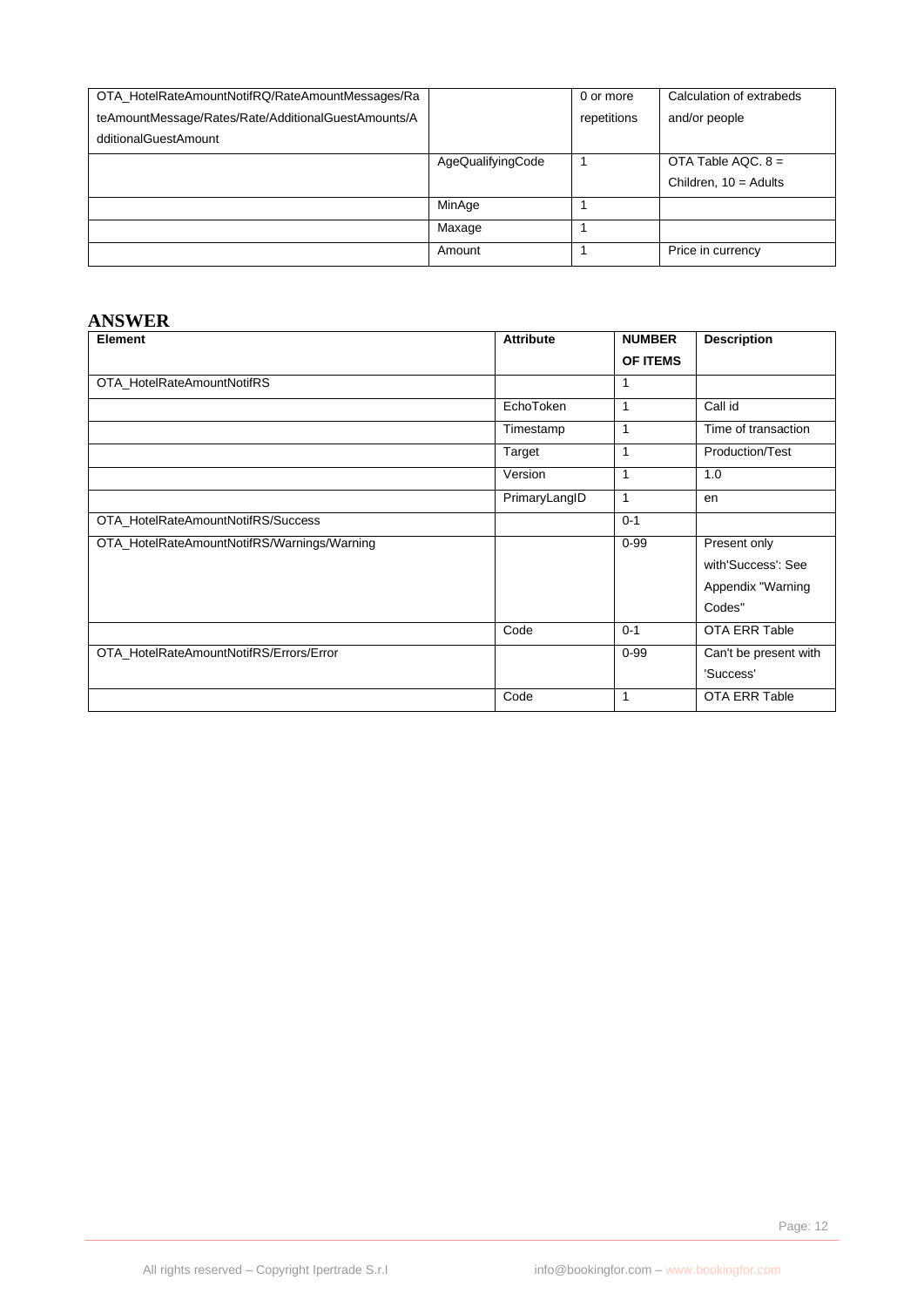| | | | |
|---|---|---|---|
| OTA_HotelRateAmountNotifRQ/RateAmountMessages/RateAmountMessage/Rates/Rate/AdditionalGuestAmounts/AdditionalGuestAmount | | 0 or more repetitions | Calculation of extrabeds and/or people |
| | AgeQualifyingCode | 1 | OTA Table AQC. 8 = Children, 10 = Adults |
| | MinAge | 1 | |
| | Maxage | 1 | |
| | Amount | 1 | Price in currency |

## ANSWER

| Element | Attribute | NUMBER OF ITEMS | Description |
|---|---|---|---|
| OTA_HotelRateAmountNotifRS | | 1 | |
| | EchoToken | 1 | Call id |
| | Timestamp | 1 | Time of transaction |
| | Target | 1 | Production/Test |
| | Version | 1 | 1.0 |
| | PrimaryLangID | 1 | en |
| OTA_HotelRateAmountNotifRS/Success | | 0-1 | |
| OTA_HotelRateAmountNotifRS/Warnings/Warning | | 0-99 | Present only with'Success': See Appendix "Warning Codes" |
| | Code | 0-1 | OTA ERR Table |
| OTA_HotelRateAmountNotifRS/Errors/Error | | 0-99 | Can't be present with 'Success' |
| | Code | 1 | OTA ERR Table |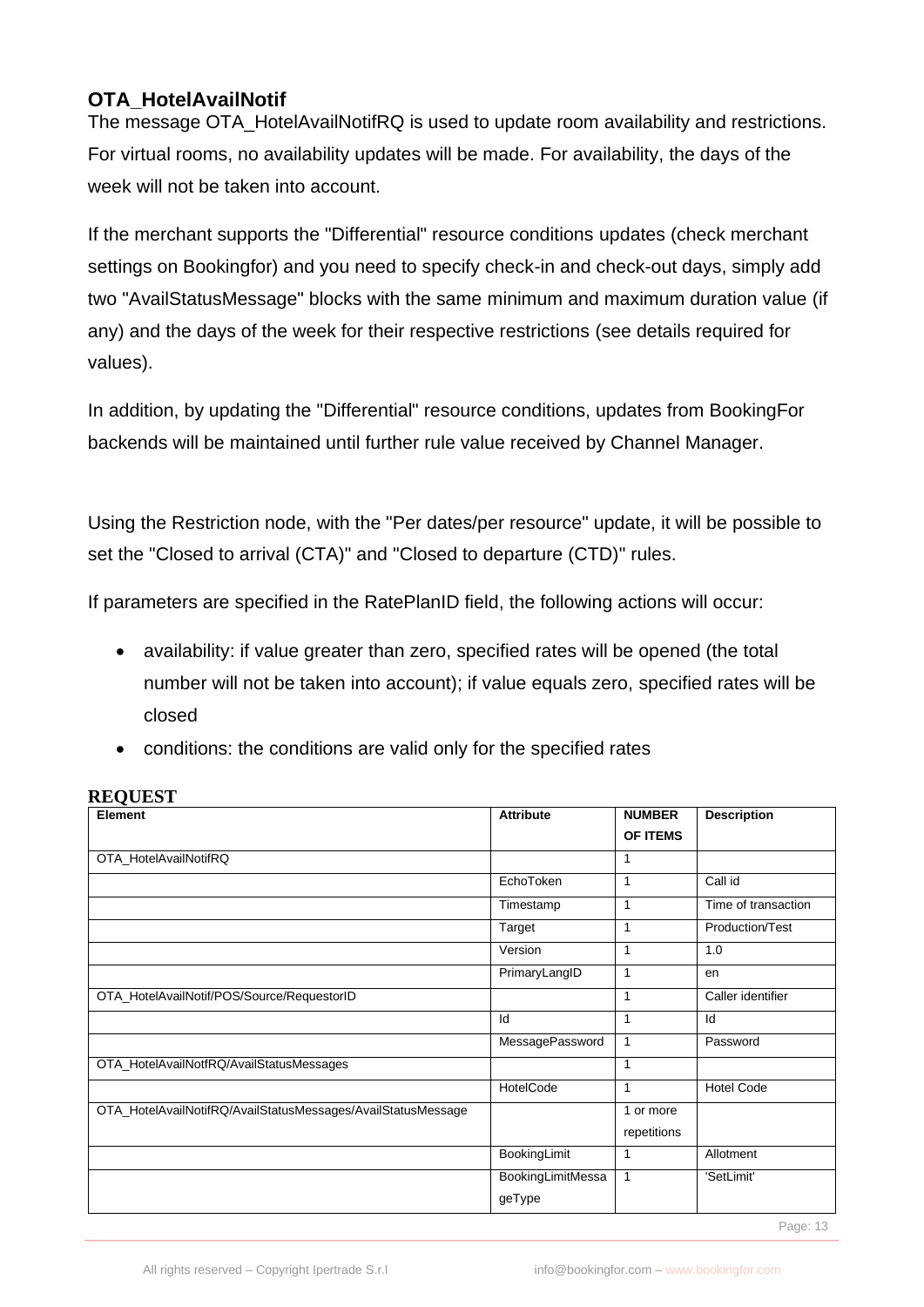## OTA_HotelAvailNotif

The message OTA_HotelAvailNotifRQ is used to update room availability and restrictions. For virtual rooms, no availability updates will be made. For availability, the days of the week will not be taken into account.

If the merchant supports the "Differential" resource conditions updates (check merchant settings on Bookingfor) and you need to specify check-in and check-out days, simply add two "AvailStatusMessage" blocks with the same minimum and maximum duration value (if any) and the days of the week for their respective restrictions (see details required for values).

In addition, by updating the "Differential" resource conditions, updates from BookingFor backends will be maintained until further rule value received by Channel Manager.

Using the Restriction node, with the "Per dates/per resource" update, it will be possible to set the "Closed to arrival (CTA)" and "Closed to departure (CTD)" rules.

If parameters are specified in the RatePlanID field, the following actions will occur:

- availability: if value greater than zero, specified rates will be opened (the total number will not be taken into account); if value equals zero, specified rates will be closed
- conditions: the conditions are valid only for the specified rates

**REQUEST**

| Element | Attribute | NUMBER OF ITEMS | Description |
|---|---|---|---|
| OTA_HotelAvailNotifRQ | | 1 | |
| | EchoToken | 1 | Call id |
| | Timestamp | 1 | Time of transaction |
| | Target | 1 | Production/Test |
| | Version | 1 | 1.0 |
| | PrimaryLangID | 1 | en |
| OTA_HotelAvailNotif/POS/Source/RequestorID | | 1 | Caller identifier |
| | Id | 1 | Id |
| | MessagePassword | 1 | Password |
| OTA_HotelAvailNotfRQ/AvailStatusMessages | | 1 | |
| | HotelCode | 1 | Hotel Code |
| OTA_HotelAvailNotifRQ/AvailStatusMessages/AvailStatusMessage | | 1 or more repetitions | |
| | BookingLimit | 1 | Allotment |
| | BookingLimitMessageType | 1 | 'SetLimit' |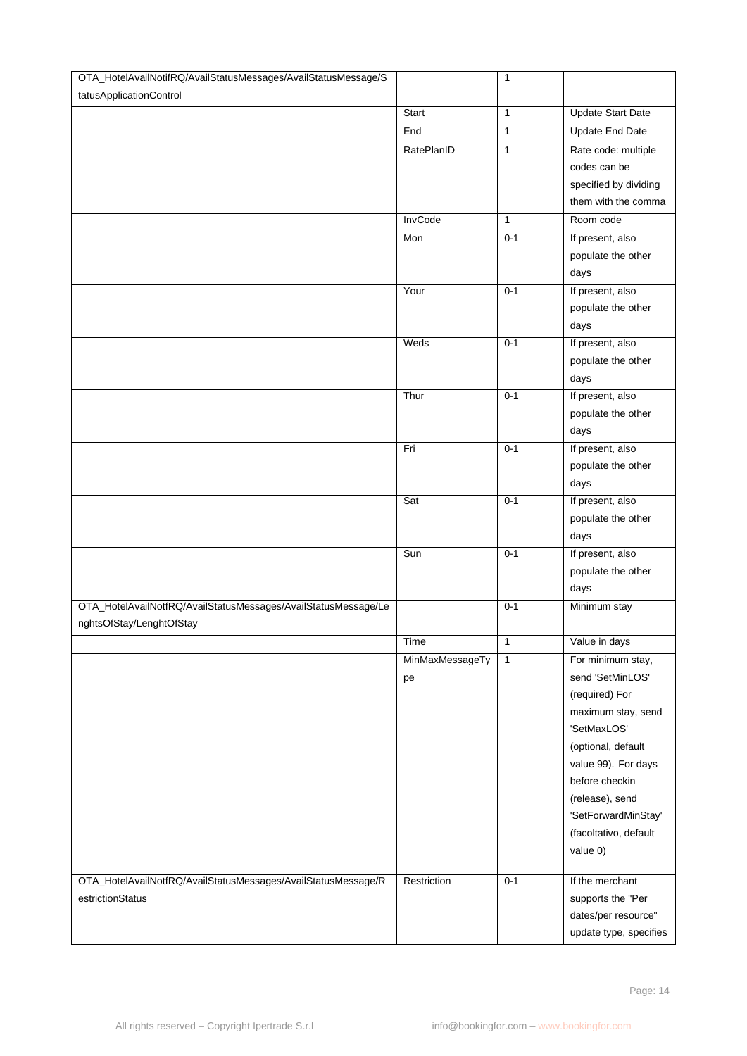| | | | |
|---|---|---|---|
| OTA_HotelAvailNotifRQ/AvailStatusMessages/AvailStatusMessage/StatusApplicationControl | | 1 | |
| | Start | 1 | Update Start Date |
| | End | 1 | Update End Date |
| | RatePlanID | 1 | Rate code: multiple codes can be specified by dividing them with the comma |
| | InvCode | 1 | Room code |
| | Mon | 0-1 | If present, also populate the other days |
| | Your | 0-1 | If present, also populate the other days |
| | Weds | 0-1 | If present, also populate the other days |
| | Thur | 0-1 | If present, also populate the other days |
| | Fri | 0-1 | If present, also populate the other days |
| | Sat | 0-1 | If present, also populate the other days |
| | Sun | 0-1 | If present, also populate the other days |
| OTA_HotelAvailNotfRQ/AvailStatusMessages/AvailStatusMessage/LenghtsOfStay/LenghtOfStay | | 0-1 | Minimum stay |
| | Time | 1 | Value in days |
| | MinMaxMessageType | 1 | For minimum stay, send 'SetMinLOS' (required) For maximum stay, send 'SetMaxLOS' (optional, default value 99). For days before checkin (release), send 'SetForwardMinStay' (facoltativo, default value 0) |
| OTA_HotelAvailNotfRQ/AvailStatusMessages/AvailStatusMessage/RestrictionStatus | Restriction | 0-1 | If the merchant supports the "Per dates/per resource" update type, specifies |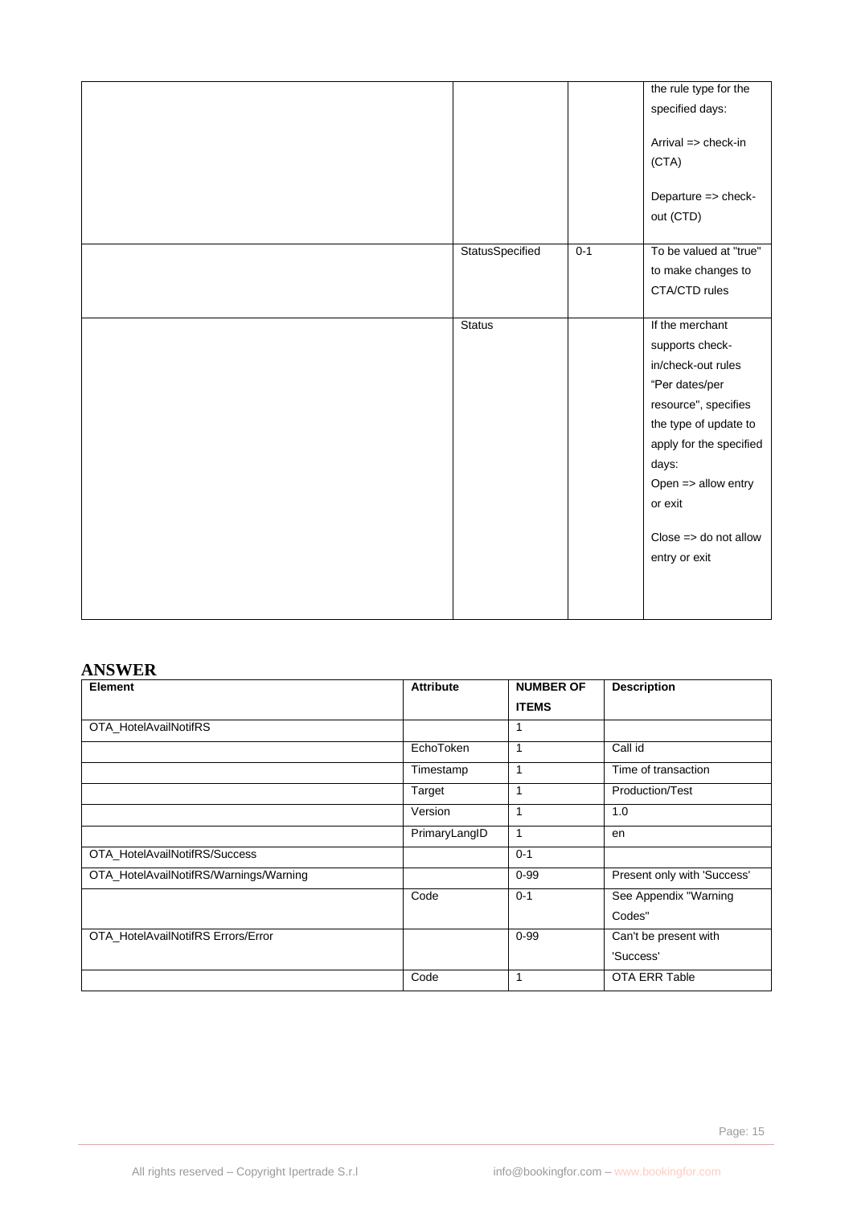| | | | |
|---|---|---|---|
| | | | the rule type for the specified days:<br><br>Arrival => check-in (CTA)<br><br>Departure => check-out (CTD) |
| | StatusSpecified | 0-1 | To be valued at "true" to make changes to CTA/CTD rules |
| | Status | | If the merchant supports check-in/check-out rules "Per dates/per resource", specifies the type of update to apply for the specified days:<br>Open => allow entry or exit<br><br>Close => do not allow entry or exit |

## ANSWER

| Element | Attribute | NUMBER OF ITEMS | Description |
|---|---|---|---|
| OTA_HotelAvailNotifRS | | 1 | |
| | EchoToken | 1 | Call id |
| | Timestamp | 1 | Time of transaction |
| | Target | 1 | Production/Test |
| | Version | 1 | 1.0 |
| | PrimaryLangID | 1 | en |
| OTA_HotelAvailNotifRS/Success | | 0-1 | |
| OTA_HotelAvailNotifRS/Warnings/Warning | | 0-99 | Present only with 'Success' |
| | Code | 0-1 | See Appendix "Warning Codes" |
| OTA_HotelAvailNotifRS Errors/Error | | 0-99 | Can't be present with 'Success' |
| | Code | 1 | OTA ERR Table |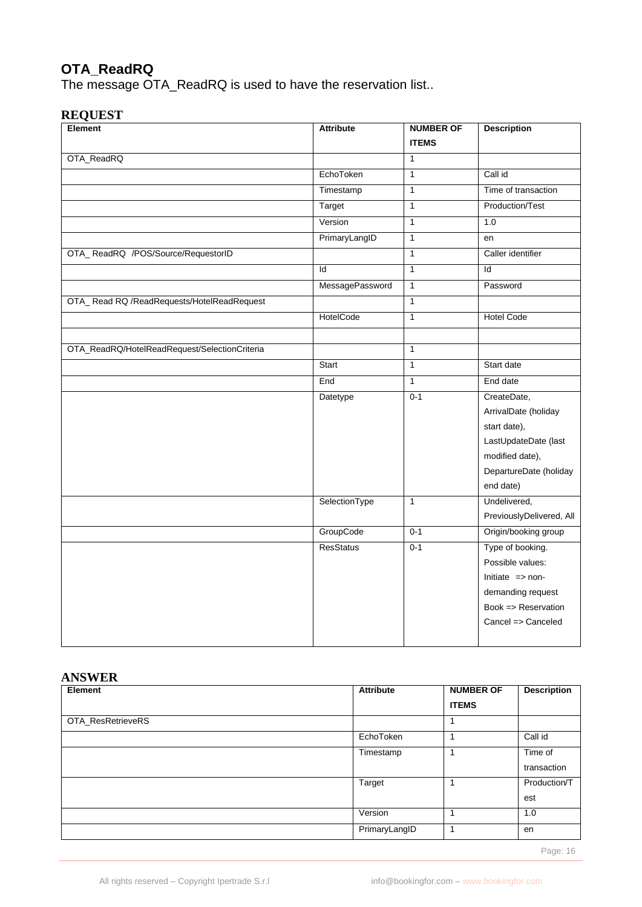## OTA_ReadRQ

The message OTA_ReadRQ is used to have the reservation list..

### REQUEST

| Element | Attribute | NUMBER OF ITEMS | Description |
|---|---|---|---|
| OTA_ReadRQ | | 1 | |
| | EchoToken | 1 | Call id |
| | Timestamp | 1 | Time of transaction |
| | Target | 1 | Production/Test |
| | Version | 1 | 1.0 |
| | PrimaryLangID | 1 | en |
| OTA_ ReadRQ /POS/Source/RequestorID | | 1 | Caller identifier |
| | Id | 1 | Id |
| | MessagePassword | 1 | Password |
| OTA_ Read RQ /ReadRequests/HotelReadRequest | | 1 | |
| | HotelCode | 1 | Hotel Code |
| | | | |
| OTA_ReadRQ/HotelReadRequest/SelectionCriteria | | 1 | |
| | Start | 1 | Start date |
| | End | 1 | End date |
| | Datetype | 0-1 | CreateDate, ArrivalDate (holiday start date), LastUpdateDate (last modified date), DepartureDate (holiday end date) |
| | SelectionType | 1 | Undelivered, PreviouslyDelivered, All |
| | GroupCode | 0-1 | Origin/booking group |
| | ResStatus | 0-1 | Type of booking. Possible values: Initiate => non-demanding request Book => Reservation Cancel => Canceled |

### ANSWER

| Element | Attribute | NUMBER OF ITEMS | Description |
|---|---|---|---|
| OTA_ResRetrieveRS | | 1 | |
| | EchoToken | 1 | Call id |
| | Timestamp | 1 | Time of transaction |
| | Target | 1 | Production/Test |
| | Version | 1 | 1.0 |
| | PrimaryLangID | 1 | en |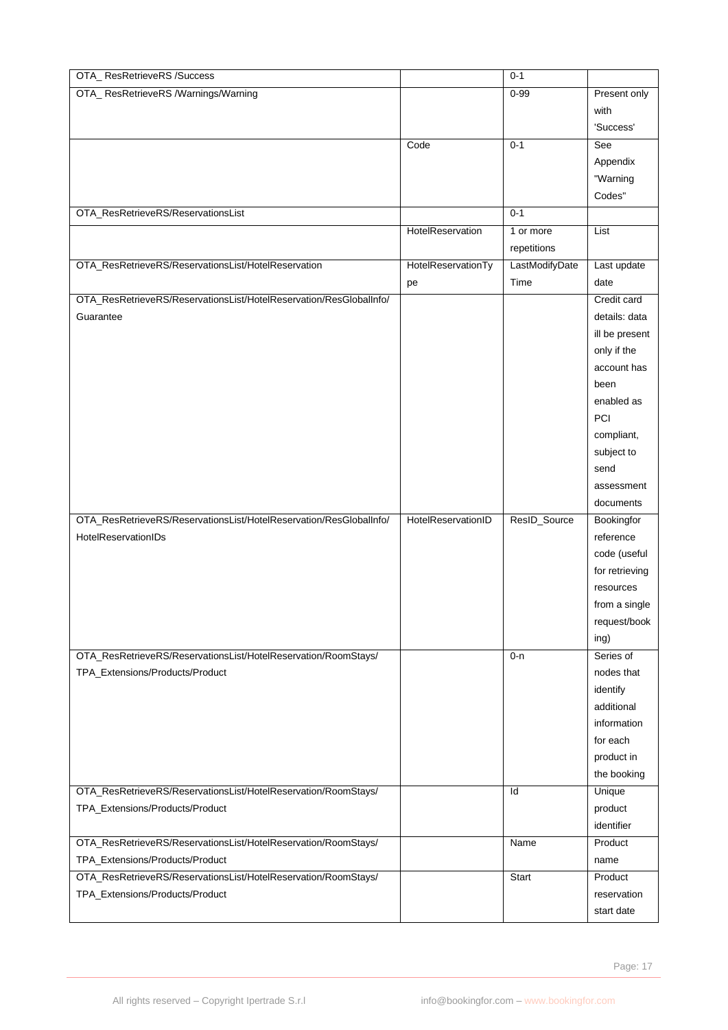| | | | |
|---|---|---|---|
| OTA_ ResRetrieveRS /Success | | 0-1 | |
| OTA_ ResRetrieveRS /Warnings/Warning | | 0-99 | Present only with 'Success' |
| | Code | 0-1 | See Appendix "Warning Codes" |
| OTA_ResRetrieveRS/ReservationsList | | 0-1 | |
| | HotelReservation | 1 or more repetitions | List |
| OTA_ResRetrieveRS/ReservationsList/HotelReservation | HotelReservationType | LastModifyDateTime | Last update date |
| OTA_ResRetrieveRS/ReservationsList/HotelReservation/ResGlobalInfo/Guarantee | | | Credit card details: data ill be present only if the account has been enabled as PCI compliant, subject to send assessment documents |
| OTA_ResRetrieveRS/ReservationsList/HotelReservation/ResGlobalInfo/HotelReservationIDs | HotelReservationID | ResID_Source | Bookingfor reference code (useful for retrieving resources from a single request/booking) |
| OTA_ResRetrieveRS/ReservationsList/HotelReservation/RoomStays/TPA_Extensions/Products/Product | | 0-n | Series of nodes that identify additional information for each product in the booking |
| OTA_ResRetrieveRS/ReservationsList/HotelReservation/RoomStays/TPA_Extensions/Products/Product | | Id | Unique product identifier |
| OTA_ResRetrieveRS/ReservationsList/HotelReservation/RoomStays/TPA_Extensions/Products/Product | | Name | Product name |
| OTA_ResRetrieveRS/ReservationsList/HotelReservation/RoomStays/TPA_Extensions/Products/Product | | Start | Product reservation start date |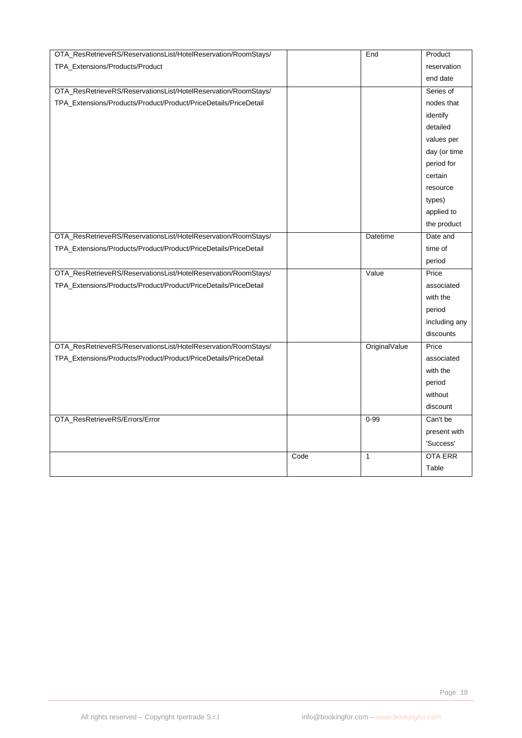| | | | |
|---|---|---|---|
| OTA_ResRetrieveRS/ReservationsList/HotelReservation/RoomStays/ TPA_Extensions/Products/Product | | End | Product reservation end date |
| OTA_ResRetrieveRS/ReservationsList/HotelReservation/RoomStays/ TPA_Extensions/Products/Product/Product/PriceDetails/PriceDetail | | | Series of nodes that identify detailed values per day (or time period for certain resource types) applied to the product |
| OTA_ResRetrieveRS/ReservationsList/HotelReservation/RoomStays/ TPA_Extensions/Products/Product/Product/PriceDetails/PriceDetail | | Datetime | Date and time of period |
| OTA_ResRetrieveRS/ReservationsList/HotelReservation/RoomStays/ TPA_Extensions/Products/Product/Product/PriceDetails/PriceDetail | | Value | Price associated with the period including any discounts |
| OTA_ResRetrieveRS/ReservationsList/HotelReservation/RoomStays/ TPA_Extensions/Products/Product/Product/PriceDetails/PriceDetail | | OriginalValue | Price associated with the period without discount |
| OTA_ResRetrieveRS/Errors/Error | | 0-99 | Can't be present with 'Success' |
| | Code | 1 | OTA ERR Table |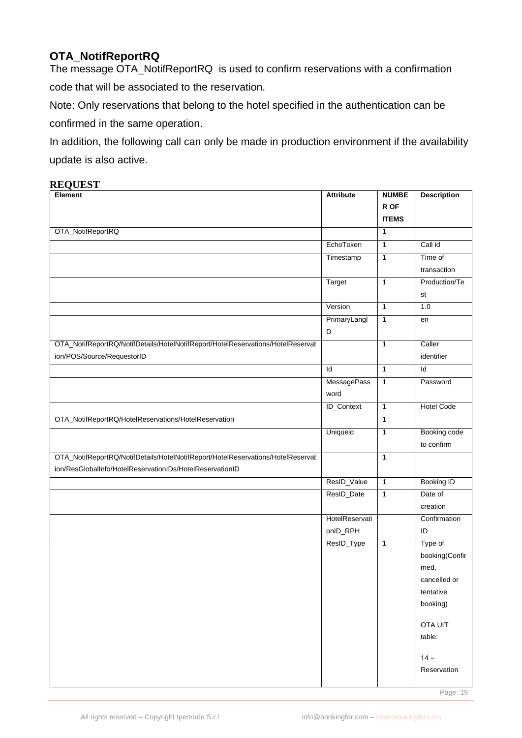## OTA_NotifReportRQ

The message OTA_NotifReportRQ is used to confirm reservations with a confirmation code that will be associated to the reservation.

Note: Only reservations that belong to the hotel specified in the authentication can be confirmed in the same operation.

In addition, the following call can only be made in production environment if the availability update is also active.

### REQUEST

| Element | Attribute | NUMBER OF ITEMS | Description |
|---|---|---|---|
| OTA_NotifReportRQ | | 1 | |
| | EchoToken | 1 | Call id |
| | Timestamp | 1 | Time of transaction |
| | Target | 1 | Production/Test |
| | Version | 1 | 1.0 |
| | PrimaryLanglD | 1 | en |
| OTA_NotifReportRQ/NotifDetails/HotelNotifReport/HotelReservations/HotelReservation/POS/Source/RequestorID | | 1 | Caller identifier |
| | Id | 1 | Id |
| | MessagePassword | 1 | Password |
| | ID_Context | 1 | Hotel Code |
| OTA_NotifReportRQ/HotelReservations/HotelReservation | | 1 | |
| | Uniqueid | 1 | Booking code to confirm |
| OTA_NotifReportRQ/NotifDetails/HotelNotifReport/HotelReservations/HotelReservation/ResGlobalInfo/HotelReservationIDs/HotelReservationID | | 1 | |
| | ResID_Value | 1 | Booking ID |
| | ResID_Date | 1 | Date of creation |
| | HotelReservationID_RPH | | Confirmation ID |
| | ResID_Type | 1 | Type of booking(Confirmed, cancelled or tentative booking)<br><br>OTA UIT table:<br><br>14 = Reservation |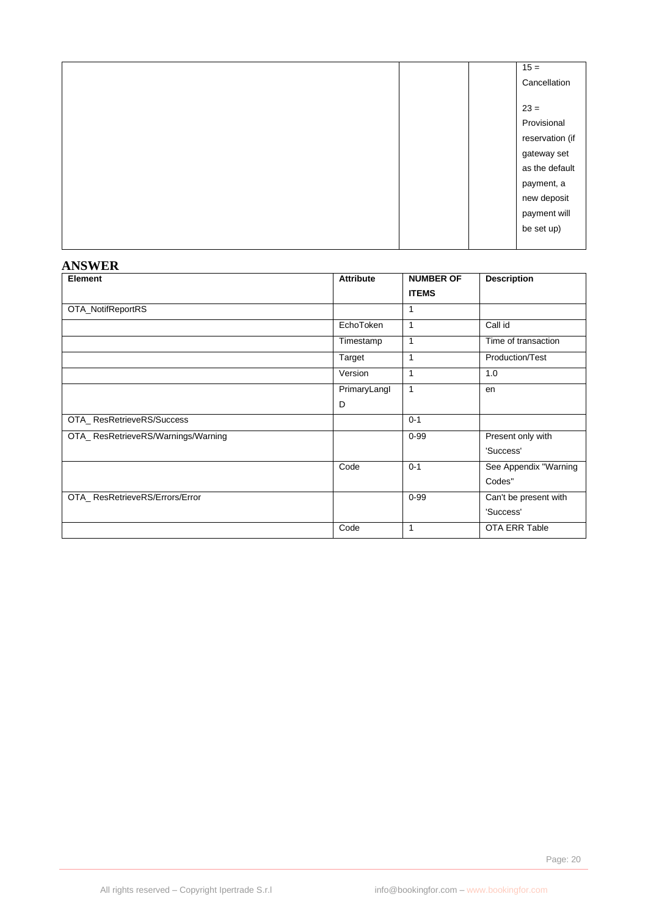| | | | |
|---|---|---|---|
| | | | 15 = Cancellation<br><br>23 = Provisional reservation (if gateway set as the default payment, a new deposit payment will be set up) |

## ANSWER

| Element | Attribute | NUMBER OF ITEMS | Description |
|---|---|---|---|
| OTA_NotifReportRS | | 1 | |
| | EchoToken | 1 | Call id |
| | Timestamp | 1 | Time of transaction |
| | Target | 1 | Production/Test |
| | Version | 1 | 1.0 |
| | PrimaryLanglD | 1 | en |
| OTA_ ResRetrieveRS/Success | | 0-1 | |
| OTA_ ResRetrieveRS/Warnings/Warning | | 0-99 | Present only with 'Success' |
| | Code | 0-1 | See Appendix "Warning Codes" |
| OTA_ ResRetrieveRS/Errors/Error | | 0-99 | Can't be present with 'Success' |
| | Code | 1 | OTA ERR Table |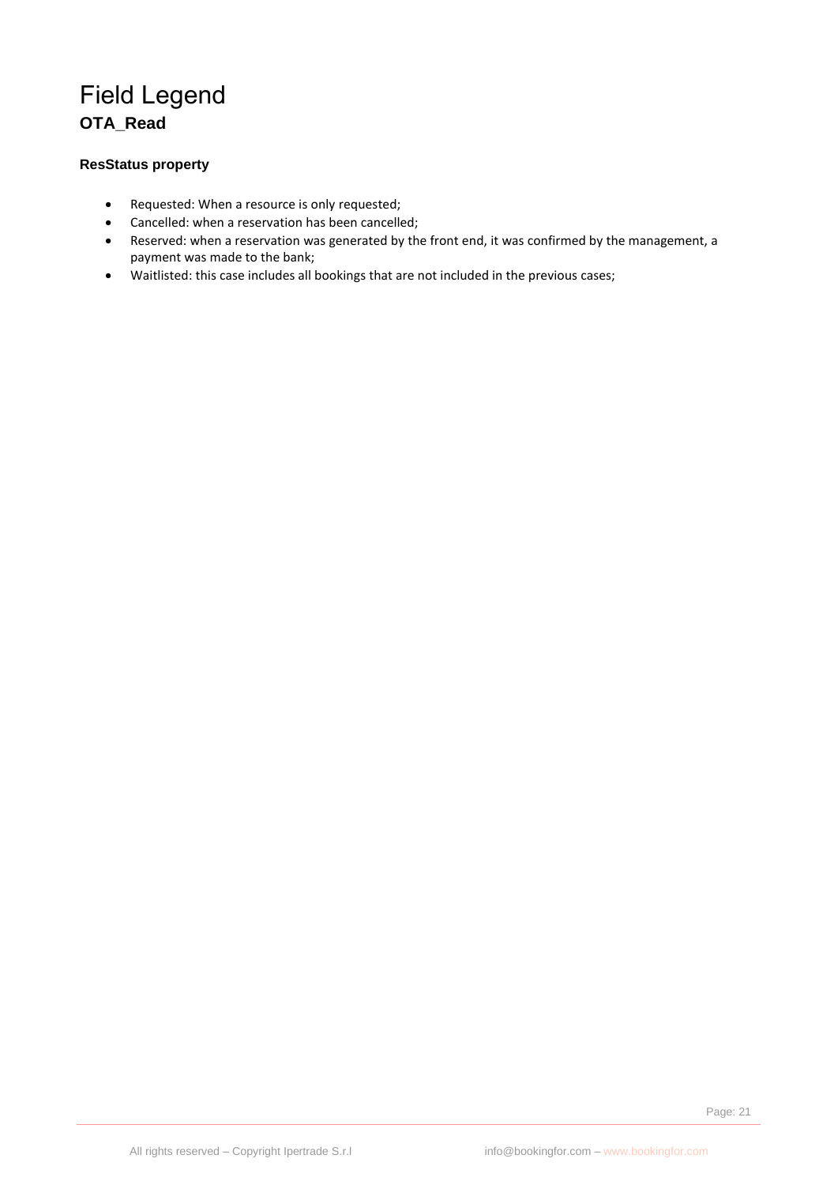# Field Legend

## OTA_Read

### ResStatus property

- Requested: When a resource is only requested;
- Cancelled: when a reservation has been cancelled;
- Reserved: when a reservation was generated by the front end, it was confirmed by the management, a payment was made to the bank;
- Waitlisted: this case includes all bookings that are not included in the previous cases;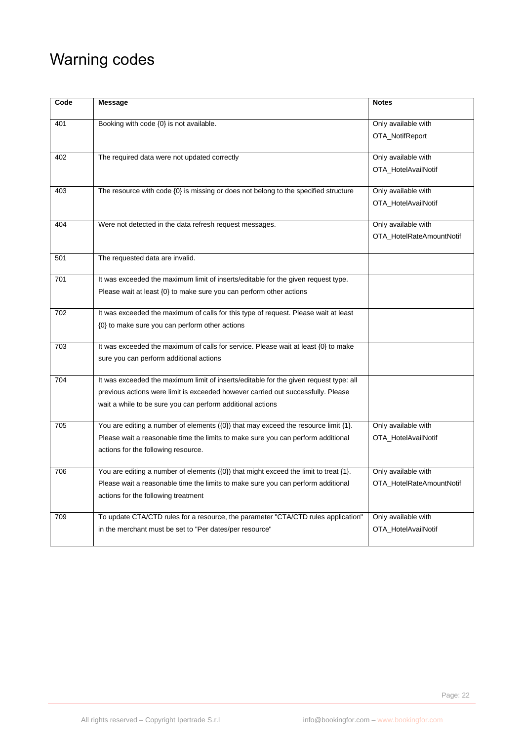# Warning codes

| Code | Message | Notes |
|---|---|---|
| 401 | Booking with code {0} is not available. | Only available with OTA_NotifReport |
| 402 | The required data were not updated correctly | Only available with OTA_HotelAvailNotif |
| 403 | The resource with code {0} is missing or does not belong to the specified structure | Only available with OTA_HotelAvailNotif |
| 404 | Were not detected in the data refresh request messages. | Only available with OTA_HotelRateAmountNotif |
| 501 | The requested data are invalid. | |
| 701 | It was exceeded the maximum limit of inserts/editable for the given request type. Please wait at least {0} to make sure you can perform other actions | |
| 702 | It was exceeded the maximum of calls for this type of request. Please wait at least {0} to make sure you can perform other actions | |
| 703 | It was exceeded the maximum of calls for service. Please wait at least {0} to make sure you can perform additional actions | |
| 704 | It was exceeded the maximum limit of inserts/editable for the given request type: all previous actions were limit is exceeded however carried out successfully. Please wait a while to be sure you can perform additional actions | |
| 705 | You are editing a number of elements ({0}) that may exceed the resource limit {1}. Please wait a reasonable time the limits to make sure you can perform additional actions for the following resource. | Only available with OTA_HotelAvailNotif |
| 706 | You are editing a number of elements ({0}) that might exceed the limit to treat {1}. Please wait a reasonable time the limits to make sure you can perform additional actions for the following treatment | Only available with OTA_HotelRateAmountNotif |
| 709 | To update CTA/CTD rules for a resource, the parameter "CTA/CTD rules application" in the merchant must be set to "Per dates/per resource" | Only available with OTA_HotelAvailNotif |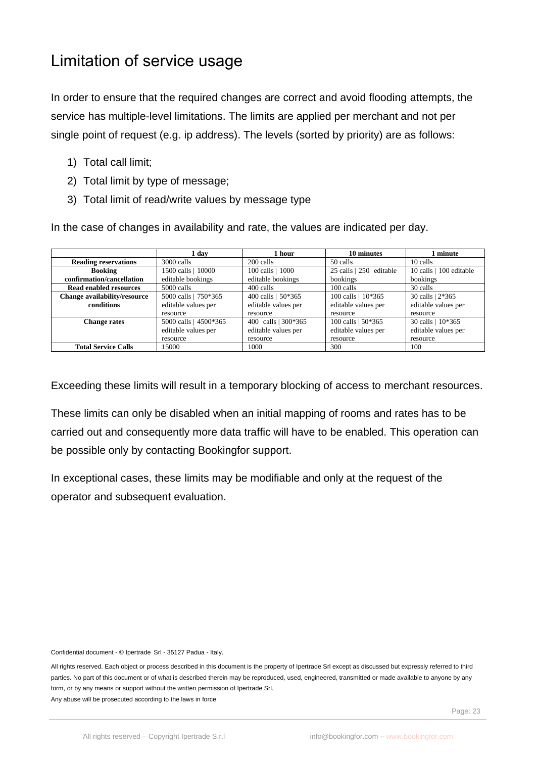# Limitation of service usage

In order to ensure that the required changes are correct and avoid flooding attempts, the service has multiple-level limitations. The limits are applied per merchant and not per single point of request (e.g. ip address). The levels (sorted by priority) are as follows:

1) Total call limit;
2) Total limit by type of message;
3) Total limit of read/write values by message type

In the case of changes in availability and rate, the values are indicated per day.

| | 1 day | 1 hour | 10 minutes | 1 minute |
|---|---|---|---|---|
| **Reading reservations** | 3000 calls | 200 calls | 50 calls | 10 calls |
| **Booking confirmation/cancellation** | 1500 calls \| 10000 editable bookings | 100 calls \| 1000 editable bookings | 25 calls \| 250 editable bookings | 10 calls \| 100 editable bookings |
| **Read enabled resources** | 5000 calls | 400 calls | 100 calls | 30 calls |
| **Change availability/resource conditions** | 5000 calls \| 750*365 editable values per resource | 400 calls \| 50*365 editable values per resource | 100 calls \| 10*365 editable values per resource | 30 calls \| 2*365 editable values per resource |
| **Change rates** | 5000 calls \| 4500*365 editable values per resource | 400 calls \| 300*365 editable values per resource | 100 calls \| 50*365 editable values per resource | 30 calls \| 10*365 editable values per resource |
| **Total Service Calls** | 15000 | 1000 | 300 | 100 |

Exceeding these limits will result in a temporary blocking of access to merchant resources.

These limits can only be disabled when an initial mapping of rooms and rates has to be carried out and consequently more data traffic will have to be enabled. This operation can be possible only by contacting Bookingfor support.

In exceptional cases, these limits may be modifiable and only at the request of the operator and subsequent evaluation.